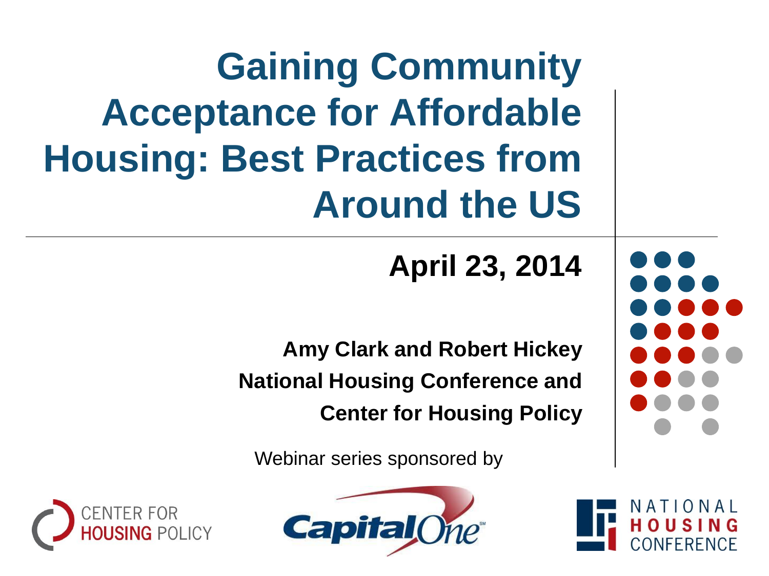# Gaining Community Acceptance for Affordable Housing: Best Practices from Around the US

**April 23, 2014**

**Amy Clark and Robert Hickey**

**National Housing Conference and Center for Housing Policy**

Webinar series sponsored by

CENTER FOR HOUSING POLICY

Capital One

NATIONAL HOUSING CONFERENCE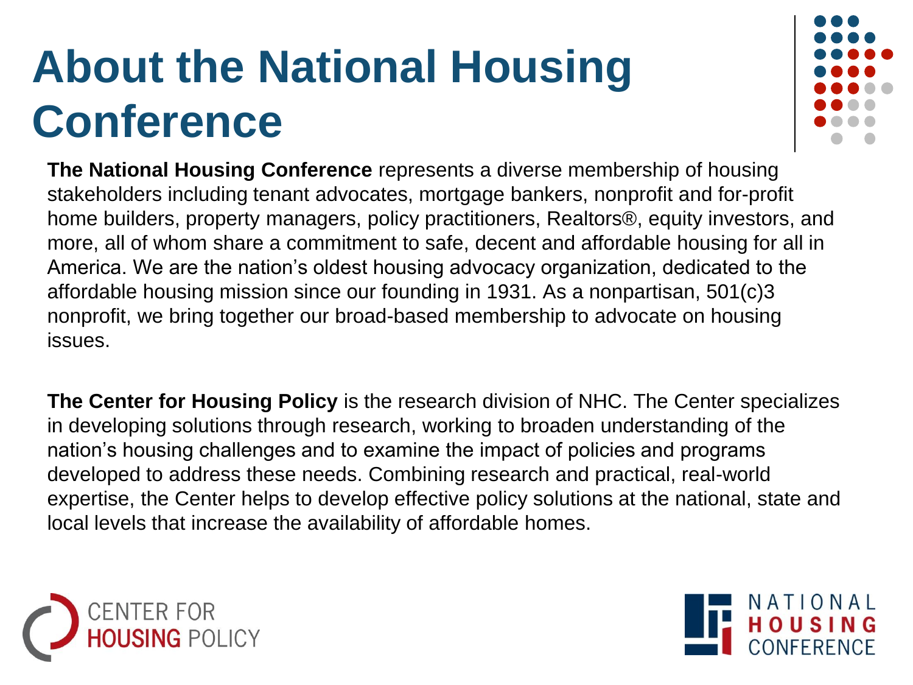# About the National Housing Conference

**The National Housing Conference** represents a diverse membership of housing stakeholders including tenant advocates, mortgage bankers, nonprofit and for-profit home builders, property managers, policy practitioners, Realtors®, equity investors, and more, all of whom share a commitment to safe, decent and affordable housing for all in America. We are the nation's oldest housing advocacy organization, dedicated to the affordable housing mission since our founding in 1931. As a nonpartisan, 501(c)3 nonprofit, we bring together our broad-based membership to advocate on housing issues.

**The Center for Housing Policy** is the research division of NHC. The Center specializes in developing solutions through research, working to broaden understanding of the nation's housing challenges and to examine the impact of policies and programs developed to address these needs. Combining research and practical, real-world expertise, the Center helps to develop effective policy solutions at the national, state and local levels that increase the availability of affordable homes.

CENTER FOR HOUSING POLICY

NATIONAL HOUSING CONFERENCE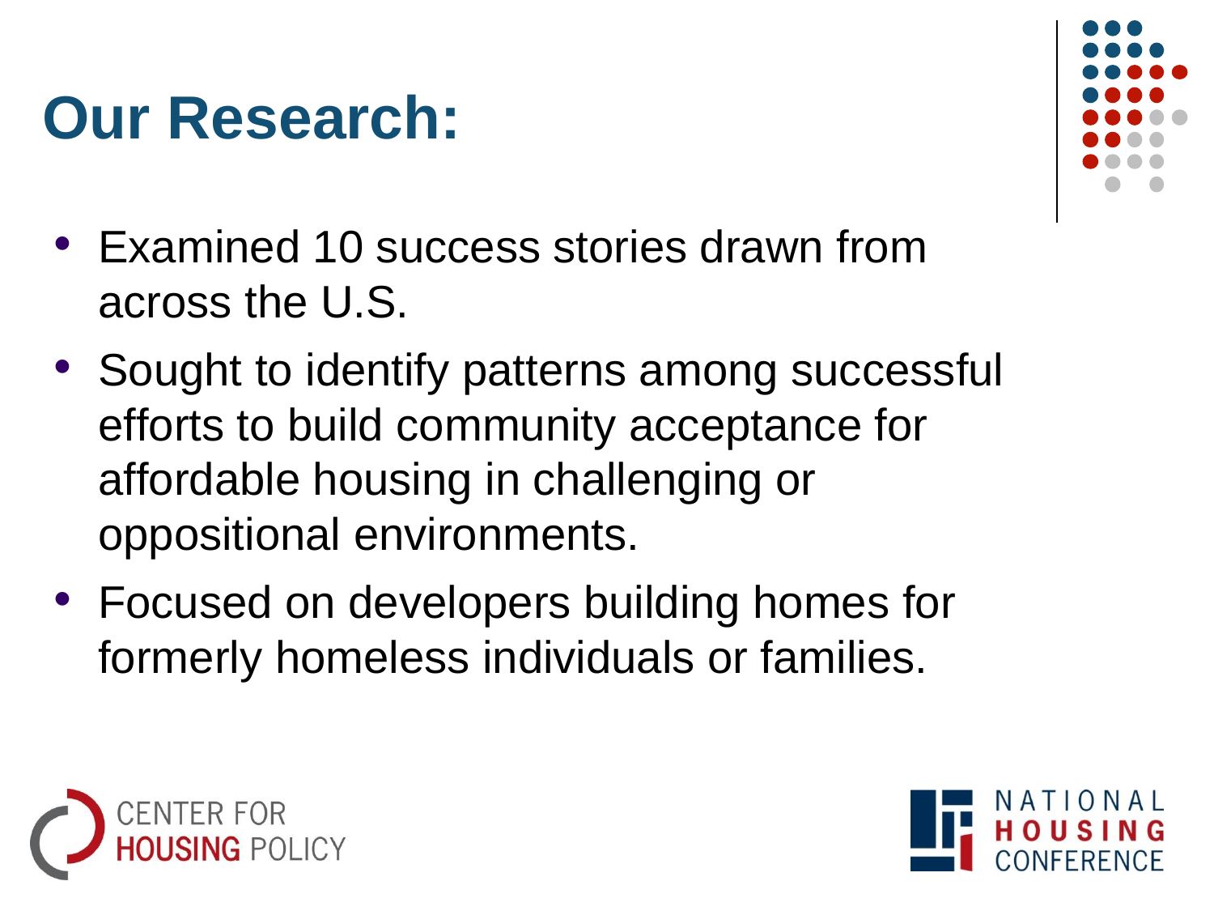# Our Research:

- Examined 10 success stories drawn from across the U.S.
- Sought to identify patterns among successful efforts to build community acceptance for affordable housing in challenging or oppositional environments.
- Focused on developers building homes for formerly homeless individuals or families.

CENTER FOR HOUSING POLICY

NATIONAL HOUSING CONFERENCE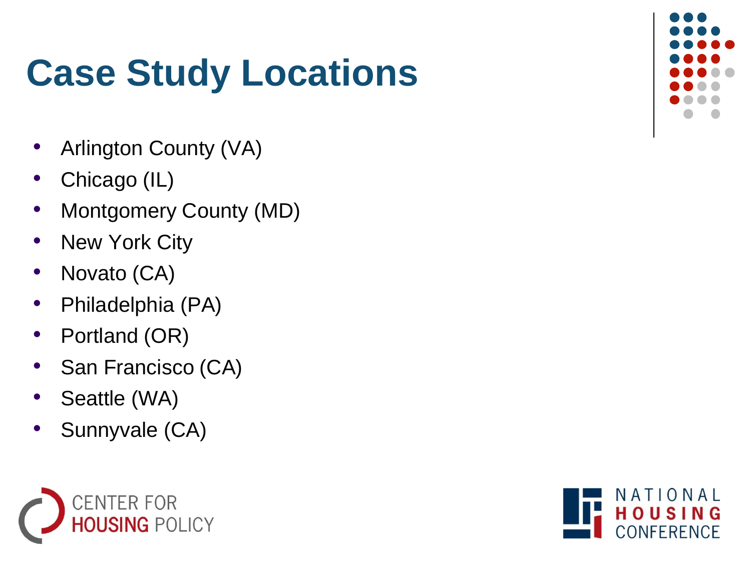# Case Study Locations

- Arlington County (VA)
- Chicago (IL)
- Montgomery County (MD)
- New York City
- Novato (CA)
- Philadelphia (PA)
- Portland (OR)
- San Francisco (CA)
- Seattle (WA)
- Sunnyvale (CA)

CENTER FOR HOUSING POLICY

NATIONAL HOUSING CONFERENCE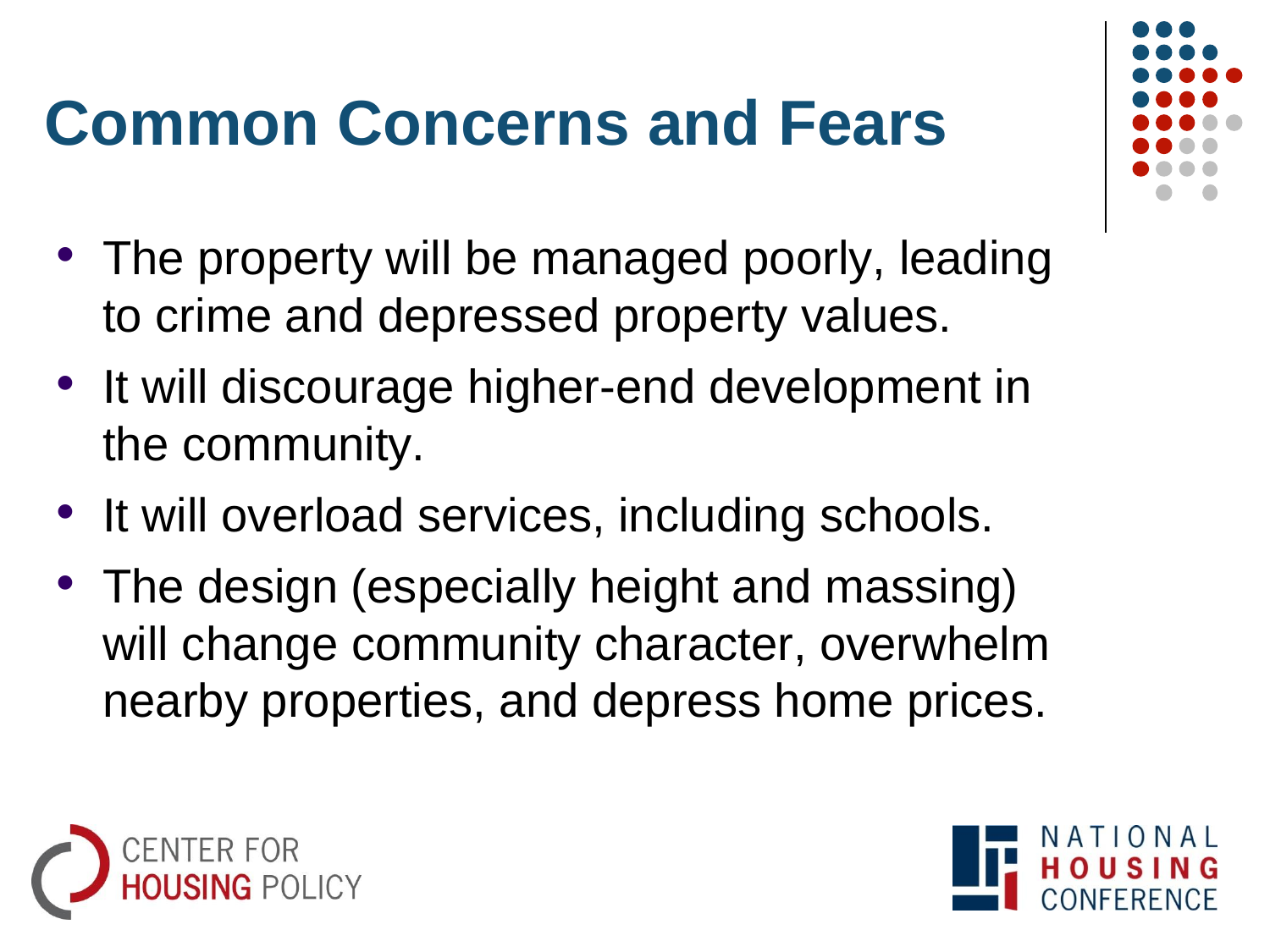# Common Concerns and Fears

- The property will be managed poorly, leading to crime and depressed property values.
- It will discourage higher-end development in the community.
- It will overload services, including schools.
- The design (especially height and massing) will change community character, overwhelm nearby properties, and depress home prices.

CENTER FOR HOUSING POLICY

NATIONAL HOUSING CONFERENCE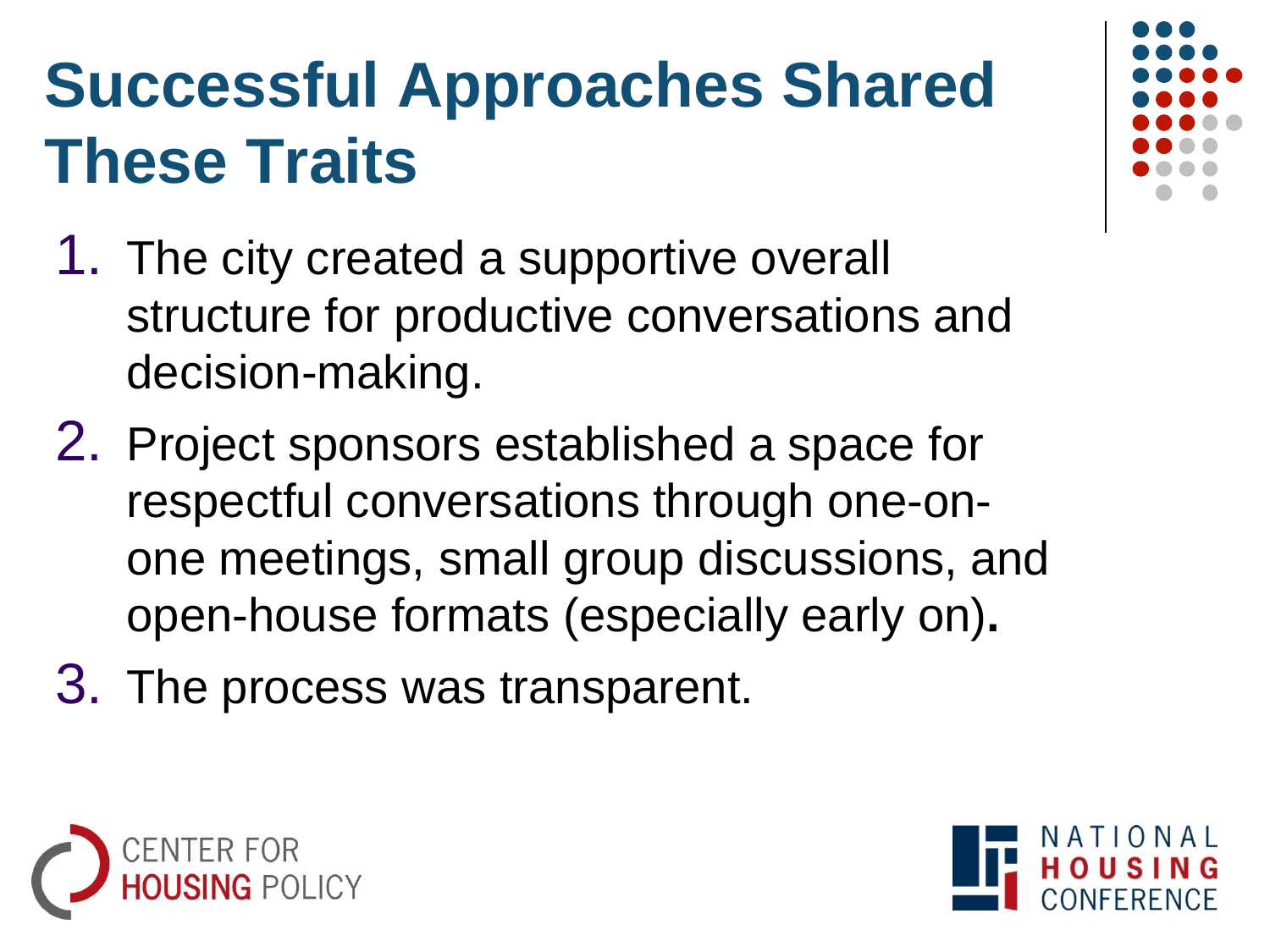# Successful Approaches Shared These Traits

1. The city created a supportive overall structure for productive conversations and decision-making.
2. Project sponsors established a space for respectful conversations through one-on-one meetings, small group discussions, and open-house formats (especially early on).
3. The process was transparent.

CENTER FOR HOUSING POLICY

NATIONAL HOUSING CONFERENCE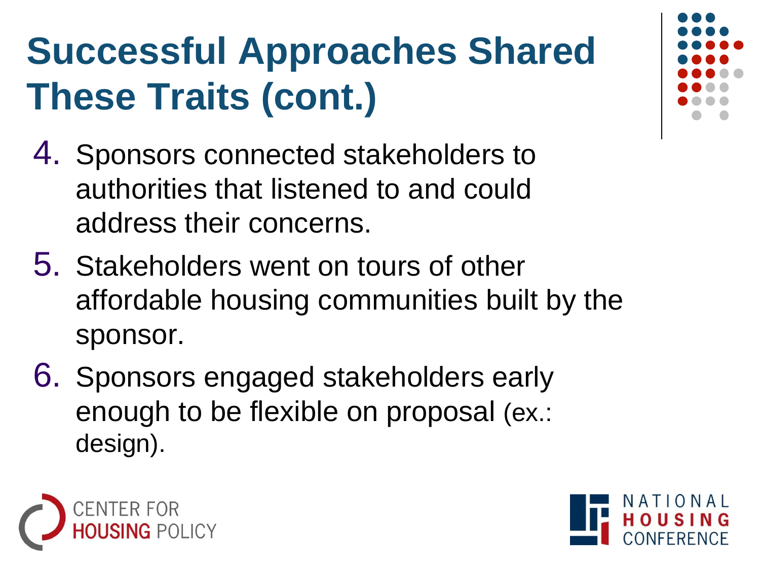# Successful Approaches Shared These Traits (cont.)

4. Sponsors connected stakeholders to authorities that listened to and could address their concerns.
5. Stakeholders went on tours of other affordable housing communities built by the sponsor.
6. Sponsors engaged stakeholders early enough to be flexible on proposal (ex.: design).

CENTER FOR HOUSING POLICY

NATIONAL HOUSING CONFERENCE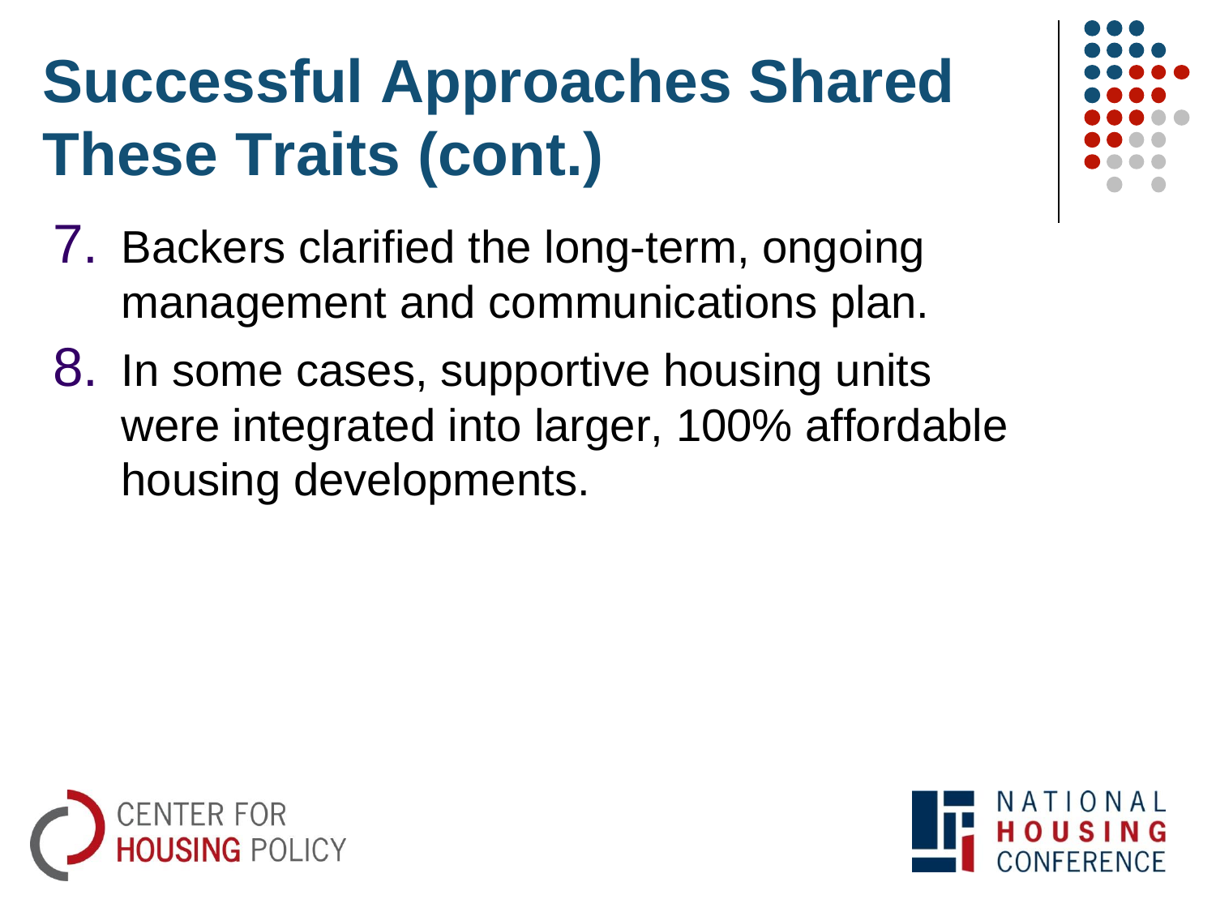# Successful Approaches Shared These Traits (cont.)

7. Backers clarified the long-term, ongoing management and communications plan.
8. In some cases, supportive housing units were integrated into larger, 100% affordable housing developments.

CENTER FOR HOUSING POLICY

NATIONAL HOUSING CONFERENCE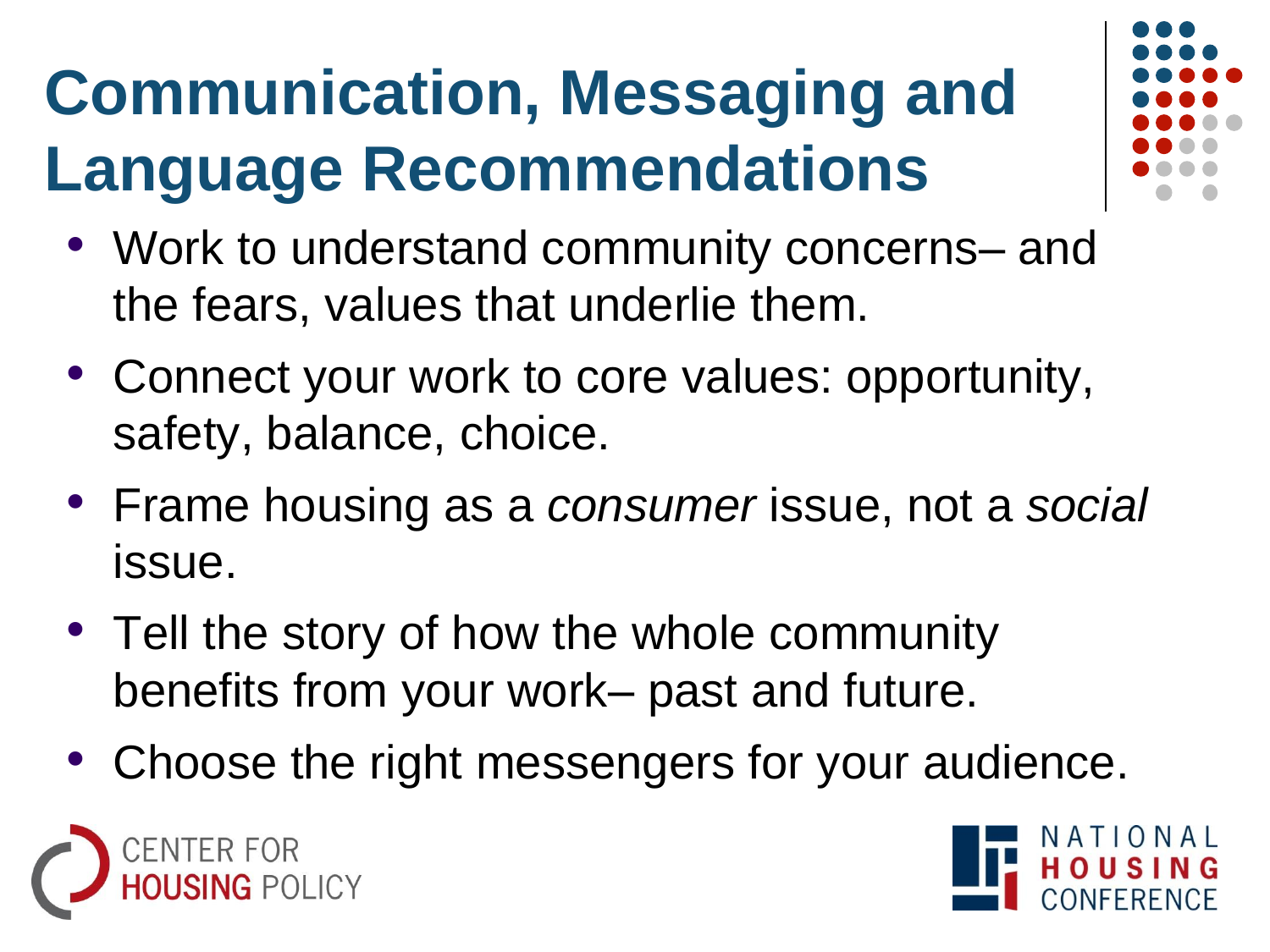# Communication, Messaging and Language Recommendations

- Work to understand community concerns– and the fears, values that underlie them.
- Connect your work to core values: opportunity, safety, balance, choice.
- Frame housing as a *consumer* issue, not a *social* issue.
- Tell the story of how the whole community benefits from your work– past and future.
- Choose the right messengers for your audience.

CENTER FOR HOUSING POLICY

NATIONAL HOUSING CONFERENCE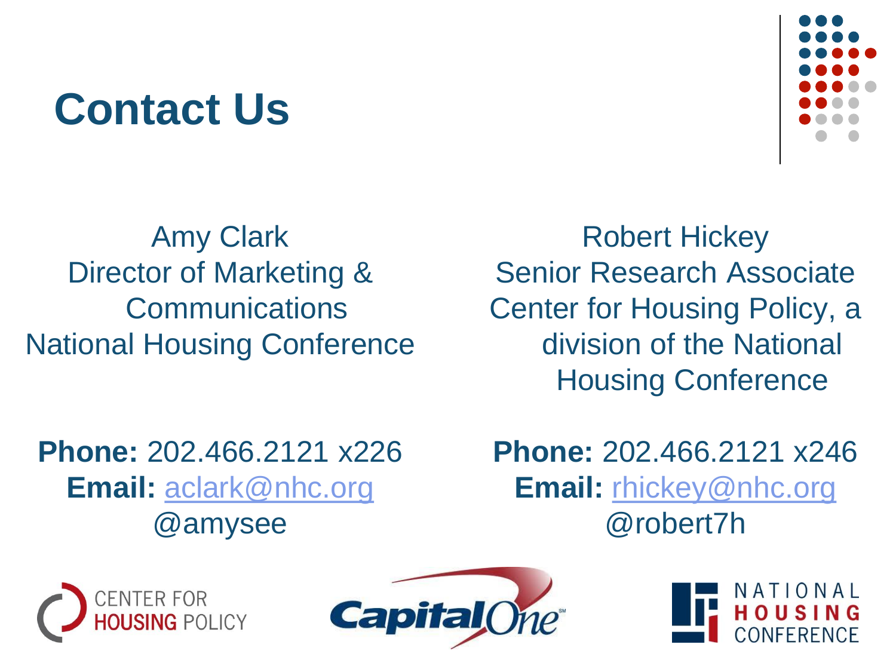# Contact Us

Amy Clark
Director of Marketing & Communications
National Housing Conference

**Phone:** 202.466.2121 x226
**Email:** aclark@nhc.org
@amysee

Robert Hickey
Senior Research Associate
Center for Housing Policy, a division of the National Housing Conference

**Phone:** 202.466.2121 x246
**Email:** rhickey@nhc.org
@robert7h

CENTER FOR HOUSING POLICY

Capital One

NATIONAL HOUSING CONFERENCE